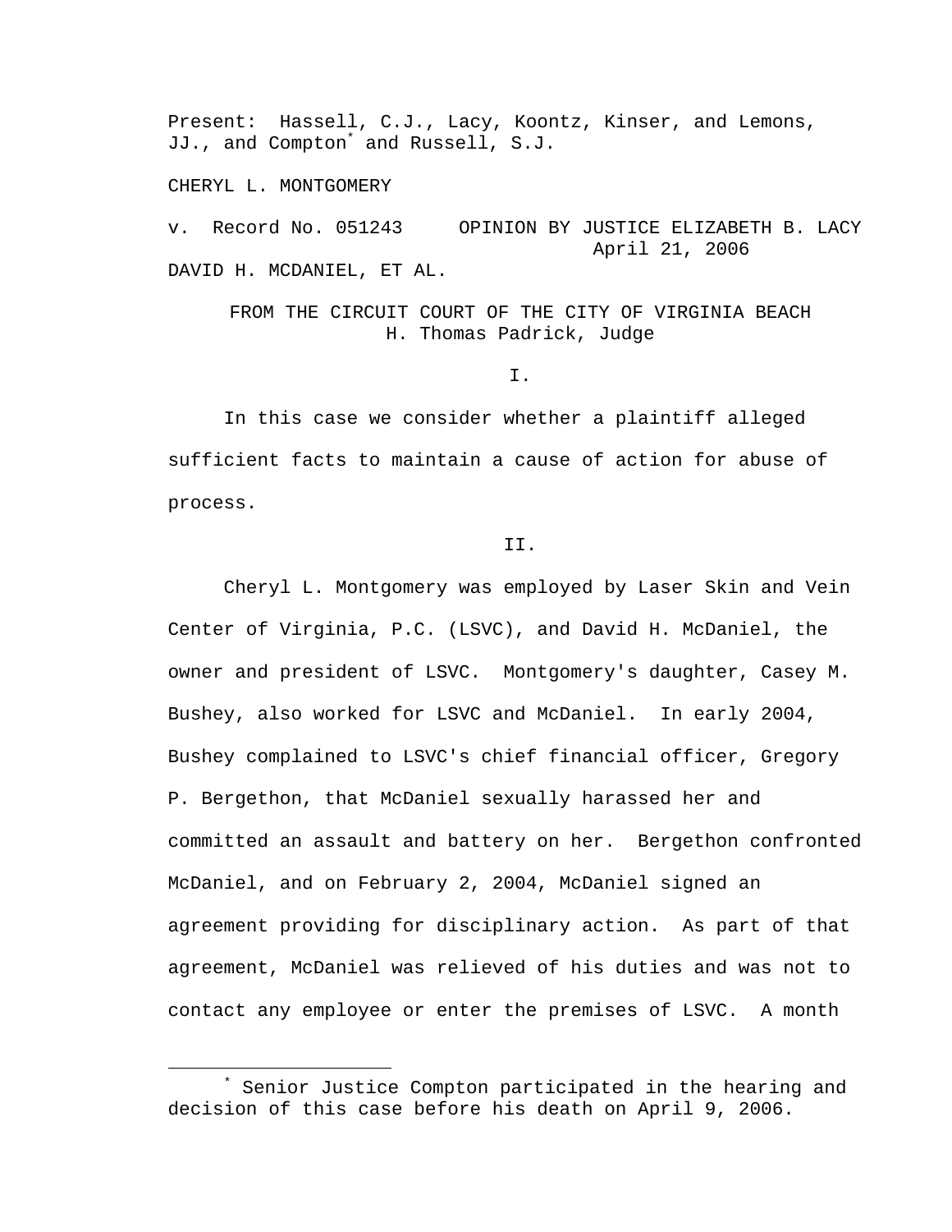Present: Hassell, C.J., Lacy, Koontz, Kinser, and Lemons, JJ., and Compton[*] and Russell, S.J.

CHERYL L. MONTGOMERY

v. Record No. 051243 OPINION BY JUSTICE ELIZABETH B. LACY
April 21, 2006

DAVID H. MCDANIEL, ET AL.

FROM THE CIRCUIT COURT OF THE CITY OF VIRGINIA BEACH
H. Thomas Padrick, Judge

I.

In this case we consider whether a plaintiff alleged sufficient facts to maintain a cause of action for abuse of process.

II.

Cheryl L. Montgomery was employed by Laser Skin and Vein Center of Virginia, P.C. (LSVC), and David H. McDaniel, the owner and president of LSVC. Montgomery's daughter, Casey M. Bushey, also worked for LSVC and McDaniel. In early 2004, Bushey complained to LSVC's chief financial officer, Gregory P. Bergethon, that McDaniel sexually harassed her and committed an assault and battery on her. Bergethon confronted McDaniel, and on February 2, 2004, McDaniel signed an agreement providing for disciplinary action. As part of that agreement, McDaniel was relieved of his duties and was not to contact any employee or enter the premises of LSVC. A month

[*] Senior Justice Compton participated in the hearing and decision of this case before his death on April 9, 2006.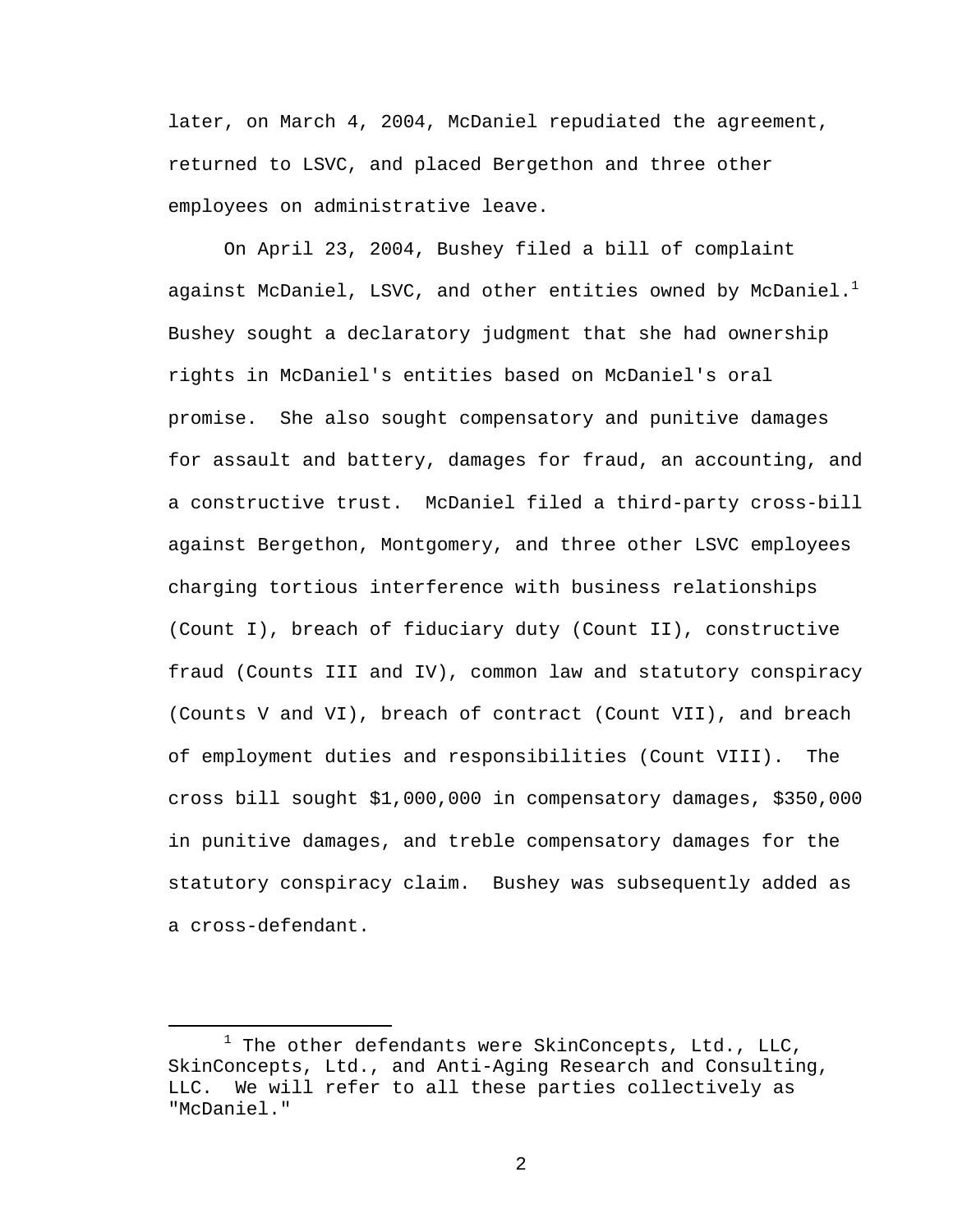later, on March 4, 2004, McDaniel repudiated the agreement, returned to LSVC, and placed Bergethon and three other employees on administrative leave.

On April 23, 2004, Bushey filed a bill of complaint against McDaniel, LSVC, and other entities owned by McDaniel.[1] Bushey sought a declaratory judgment that she had ownership rights in McDaniel's entities based on McDaniel's oral promise. She also sought compensatory and punitive damages for assault and battery, damages for fraud, an accounting, and a constructive trust. McDaniel filed a third-party cross-bill against Bergethon, Montgomery, and three other LSVC employees charging tortious interference with business relationships (Count I), breach of fiduciary duty (Count II), constructive fraud (Counts III and IV), common law and statutory conspiracy (Counts V and VI), breach of contract (Count VII), and breach of employment duties and responsibilities (Count VIII). The cross bill sought $1,000,000 in compensatory damages, $350,000 in punitive damages, and treble compensatory damages for the statutory conspiracy claim. Bushey was subsequently added as a cross-defendant.

[1] The other defendants were SkinConcepts, Ltd., LLC, SkinConcepts, Ltd., and Anti-Aging Research and Consulting, LLC. We will refer to all these parties collectively as "McDaniel."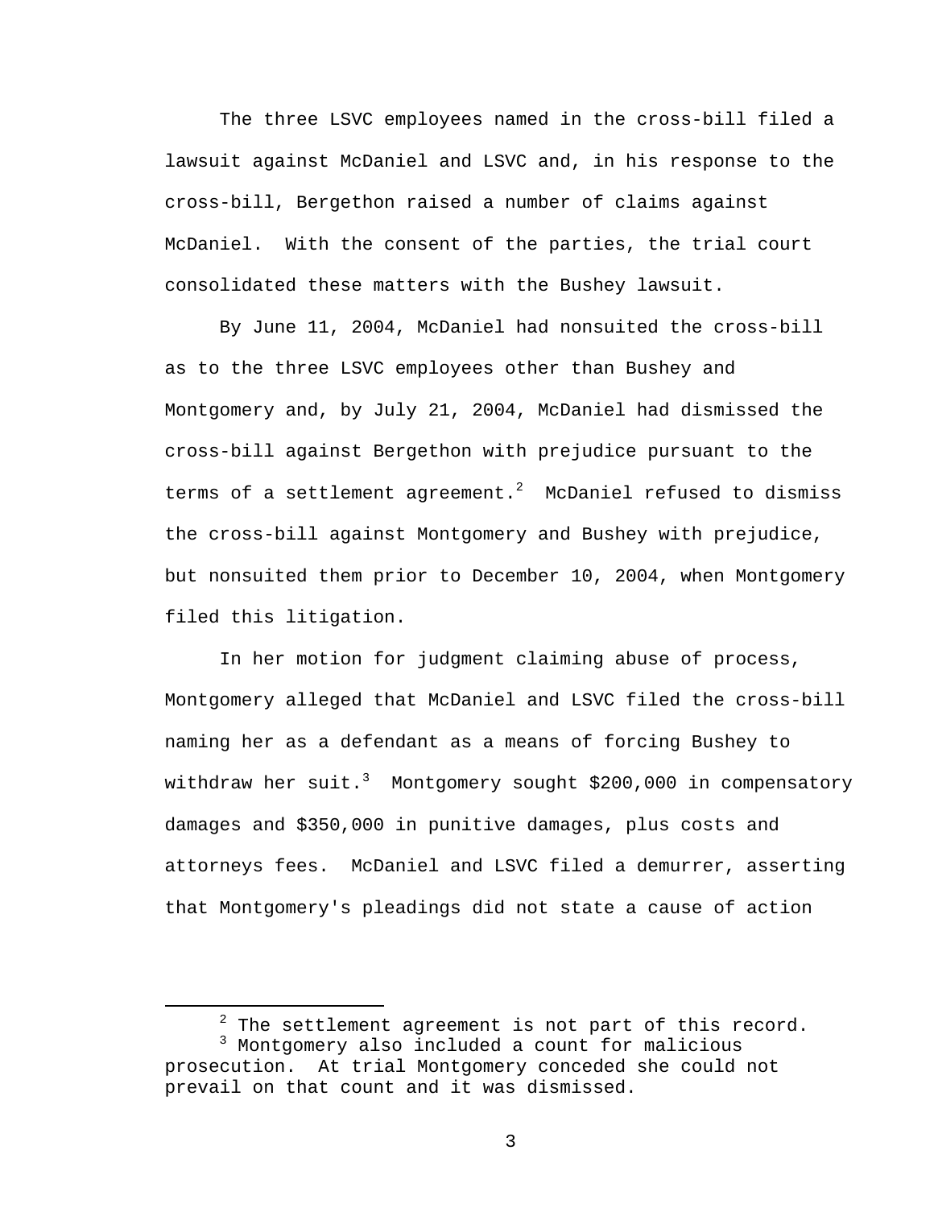The three LSVC employees named in the cross-bill filed a lawsuit against McDaniel and LSVC and, in his response to the cross-bill, Bergethon raised a number of claims against McDaniel. With the consent of the parties, the trial court consolidated these matters with the Bushey lawsuit.

By June 11, 2004, McDaniel had nonsuited the cross-bill as to the three LSVC employees other than Bushey and Montgomery and, by July 21, 2004, McDaniel had dismissed the cross-bill against Bergethon with prejudice pursuant to the terms of a settlement agreement.[2] McDaniel refused to dismiss the cross-bill against Montgomery and Bushey with prejudice, but nonsuited them prior to December 10, 2004, when Montgomery filed this litigation.

In her motion for judgment claiming abuse of process, Montgomery alleged that McDaniel and LSVC filed the cross-bill naming her as a defendant as a means of forcing Bushey to withdraw her suit.[3] Montgomery sought $200,000 in compensatory damages and $350,000 in punitive damages, plus costs and attorneys fees. McDaniel and LSVC filed a demurrer, asserting that Montgomery's pleadings did not state a cause of action

---

[2] The settlement agreement is not part of this record.

[3] Montgomery also included a count for malicious prosecution. At trial Montgomery conceded she could not prevail on that count and it was dismissed.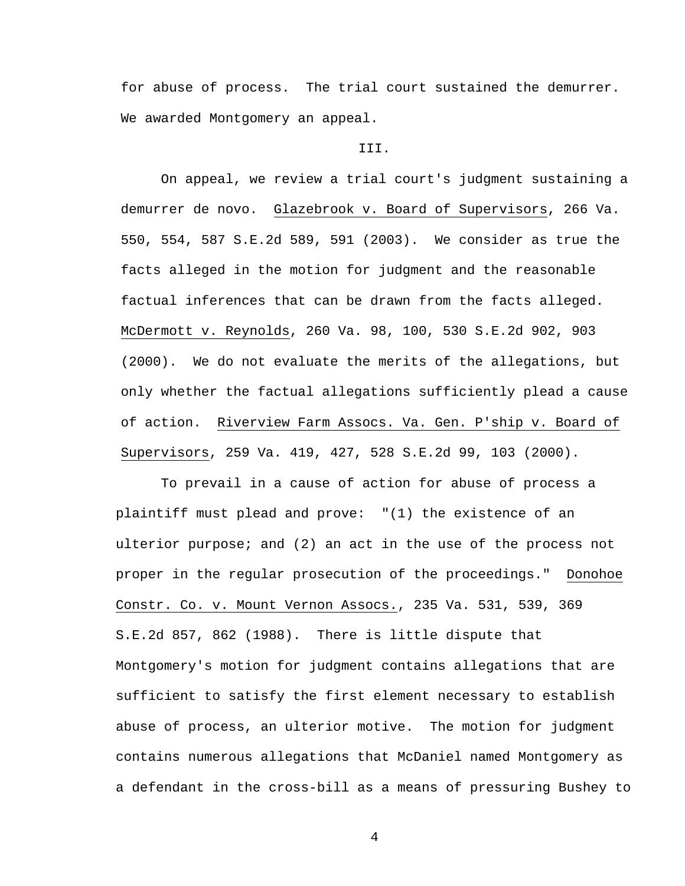for abuse of process. The trial court sustained the demurrer. We awarded Montgomery an appeal.

III.

On appeal, we review a trial court's judgment sustaining a demurrer de novo. Glazebrook v. Board of Supervisors, 266 Va. 550, 554, 587 S.E.2d 589, 591 (2003). We consider as true the facts alleged in the motion for judgment and the reasonable factual inferences that can be drawn from the facts alleged. McDermott v. Reynolds, 260 Va. 98, 100, 530 S.E.2d 902, 903 (2000). We do not evaluate the merits of the allegations, but only whether the factual allegations sufficiently plead a cause of action. Riverview Farm Assocs. Va. Gen. P'ship v. Board of Supervisors, 259 Va. 419, 427, 528 S.E.2d 99, 103 (2000).

To prevail in a cause of action for abuse of process a plaintiff must plead and prove: "(1) the existence of an ulterior purpose; and (2) an act in the use of the process not proper in the regular prosecution of the proceedings." Donohoe Constr. Co. v. Mount Vernon Assocs., 235 Va. 531, 539, 369 S.E.2d 857, 862 (1988). There is little dispute that Montgomery's motion for judgment contains allegations that are sufficient to satisfy the first element necessary to establish abuse of process, an ulterior motive. The motion for judgment contains numerous allegations that McDaniel named Montgomery as a defendant in the cross-bill as a means of pressuring Bushey to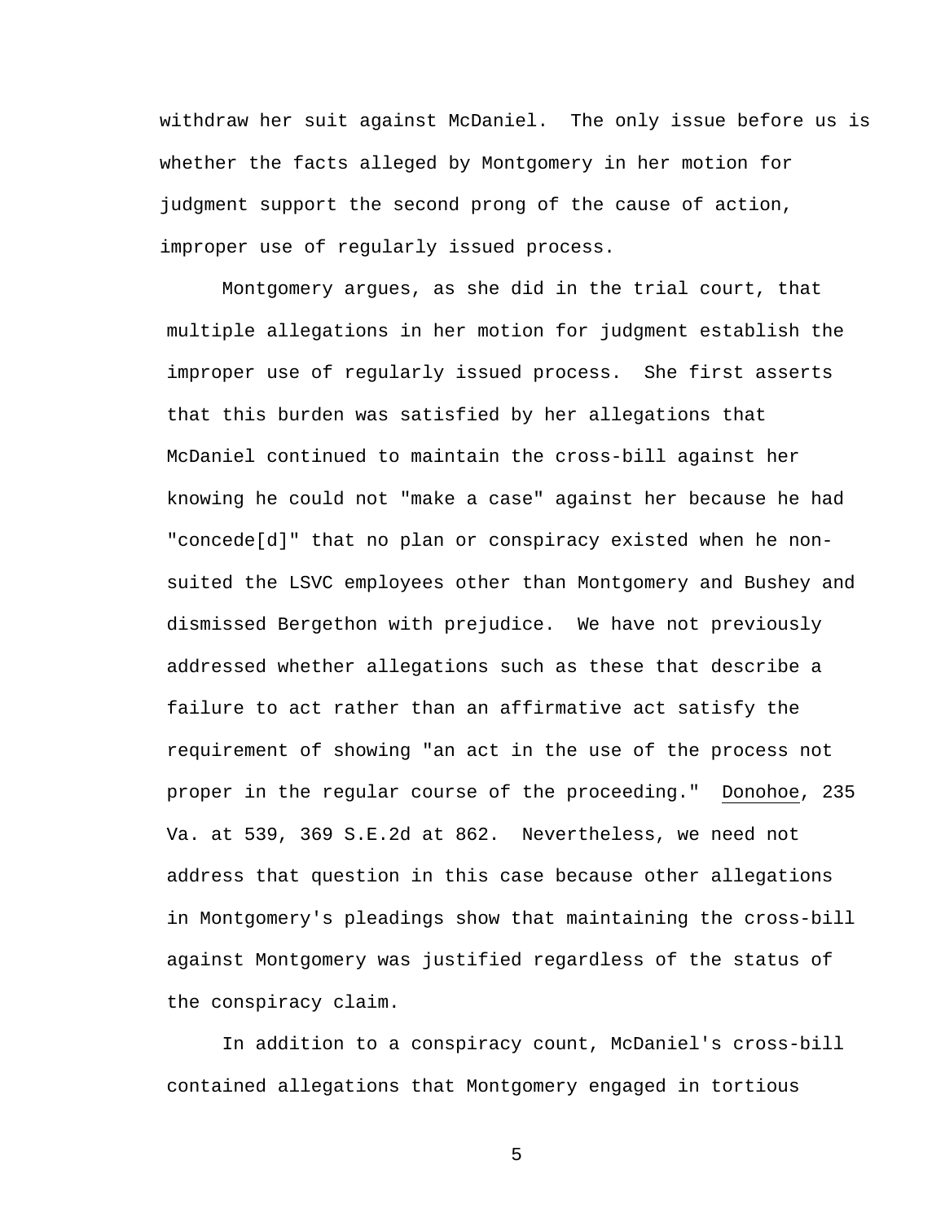withdraw her suit against McDaniel. The only issue before us is whether the facts alleged by Montgomery in her motion for judgment support the second prong of the cause of action, improper use of regularly issued process.

Montgomery argues, as she did in the trial court, that multiple allegations in her motion for judgment establish the improper use of regularly issued process. She first asserts that this burden was satisfied by her allegations that McDaniel continued to maintain the cross-bill against her knowing he could not "make a case" against her because he had "concede[d]" that no plan or conspiracy existed when he non-suited the LSVC employees other than Montgomery and Bushey and dismissed Bergethon with prejudice. We have not previously addressed whether allegations such as these that describe a failure to act rather than an affirmative act satisfy the requirement of showing "an act in the use of the process not proper in the regular course of the proceeding." Donohoe, 235 Va. at 539, 369 S.E.2d at 862. Nevertheless, we need not address that question in this case because other allegations in Montgomery's pleadings show that maintaining the cross-bill against Montgomery was justified regardless of the status of the conspiracy claim.

In addition to a conspiracy count, McDaniel's cross-bill contained allegations that Montgomery engaged in tortious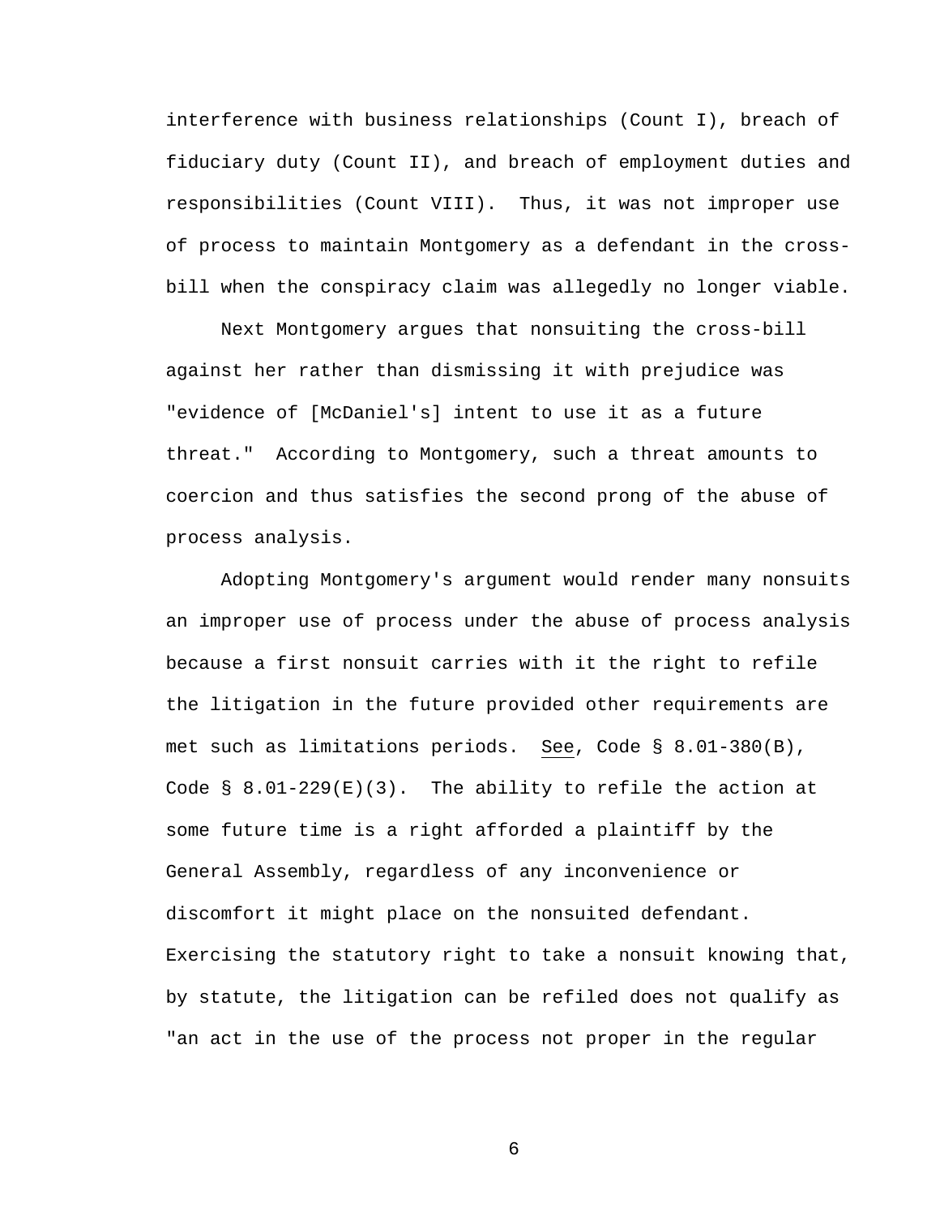interference with business relationships (Count I), breach of fiduciary duty (Count II), and breach of employment duties and responsibilities (Count VIII). Thus, it was not improper use of process to maintain Montgomery as a defendant in the cross-bill when the conspiracy claim was allegedly no longer viable.

Next Montgomery argues that nonsuiting the cross-bill against her rather than dismissing it with prejudice was "evidence of [McDaniel's] intent to use it as a future threat." According to Montgomery, such a threat amounts to coercion and thus satisfies the second prong of the abuse of process analysis.

Adopting Montgomery's argument would render many nonsuits an improper use of process under the abuse of process analysis because a first nonsuit carries with it the right to refile the litigation in the future provided other requirements are met such as limitations periods. See, Code § 8.01-380(B), Code § 8.01-229(E)(3). The ability to refile the action at some future time is a right afforded a plaintiff by the General Assembly, regardless of any inconvenience or discomfort it might place on the nonsuited defendant. Exercising the statutory right to take a nonsuit knowing that, by statute, the litigation can be refiled does not qualify as "an act in the use of the process not proper in the regular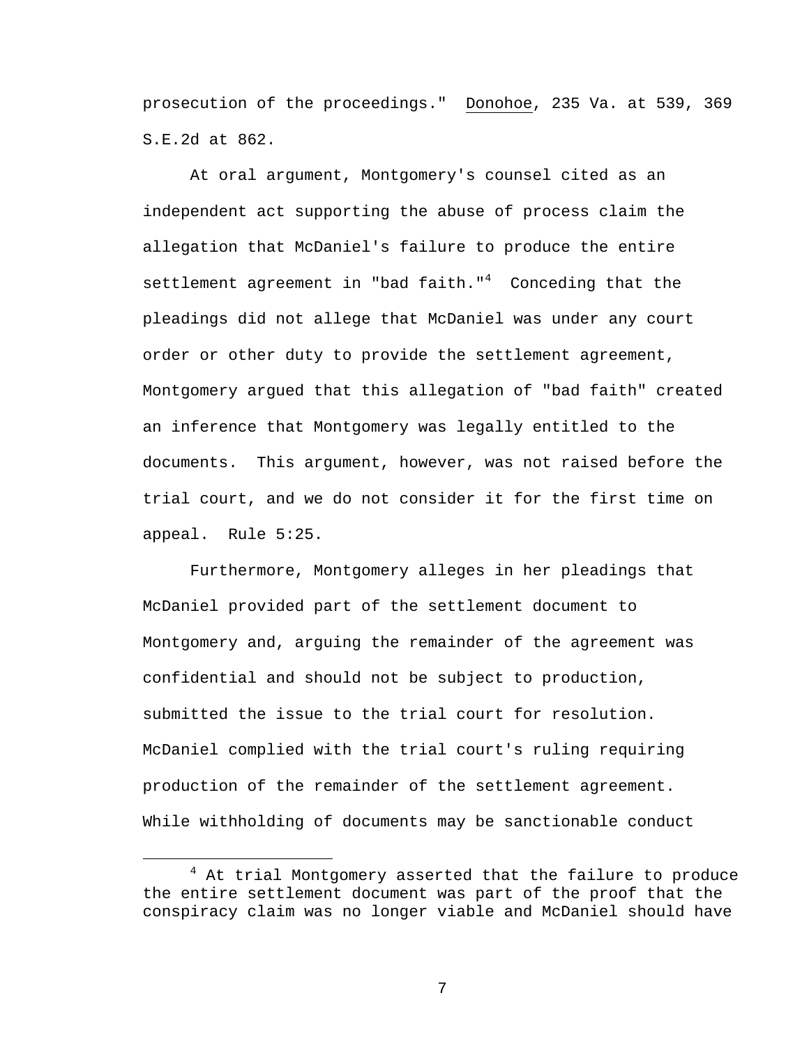prosecution of the proceedings." Donohoe, 235 Va. at 539, 369 S.E.2d at 862.

At oral argument, Montgomery's counsel cited as an independent act supporting the abuse of process claim the allegation that McDaniel's failure to produce the entire settlement agreement in "bad faith."[4] Conceding that the pleadings did not allege that McDaniel was under any court order or other duty to provide the settlement agreement, Montgomery argued that this allegation of "bad faith" created an inference that Montgomery was legally entitled to the documents. This argument, however, was not raised before the trial court, and we do not consider it for the first time on appeal. Rule 5:25.

Furthermore, Montgomery alleges in her pleadings that McDaniel provided part of the settlement document to Montgomery and, arguing the remainder of the agreement was confidential and should not be subject to production, submitted the issue to the trial court for resolution. McDaniel complied with the trial court's ruling requiring production of the remainder of the settlement agreement. While withholding of documents may be sanctionable conduct

---

[4] At trial Montgomery asserted that the failure to produce the entire settlement document was part of the proof that the conspiracy claim was no longer viable and McDaniel should have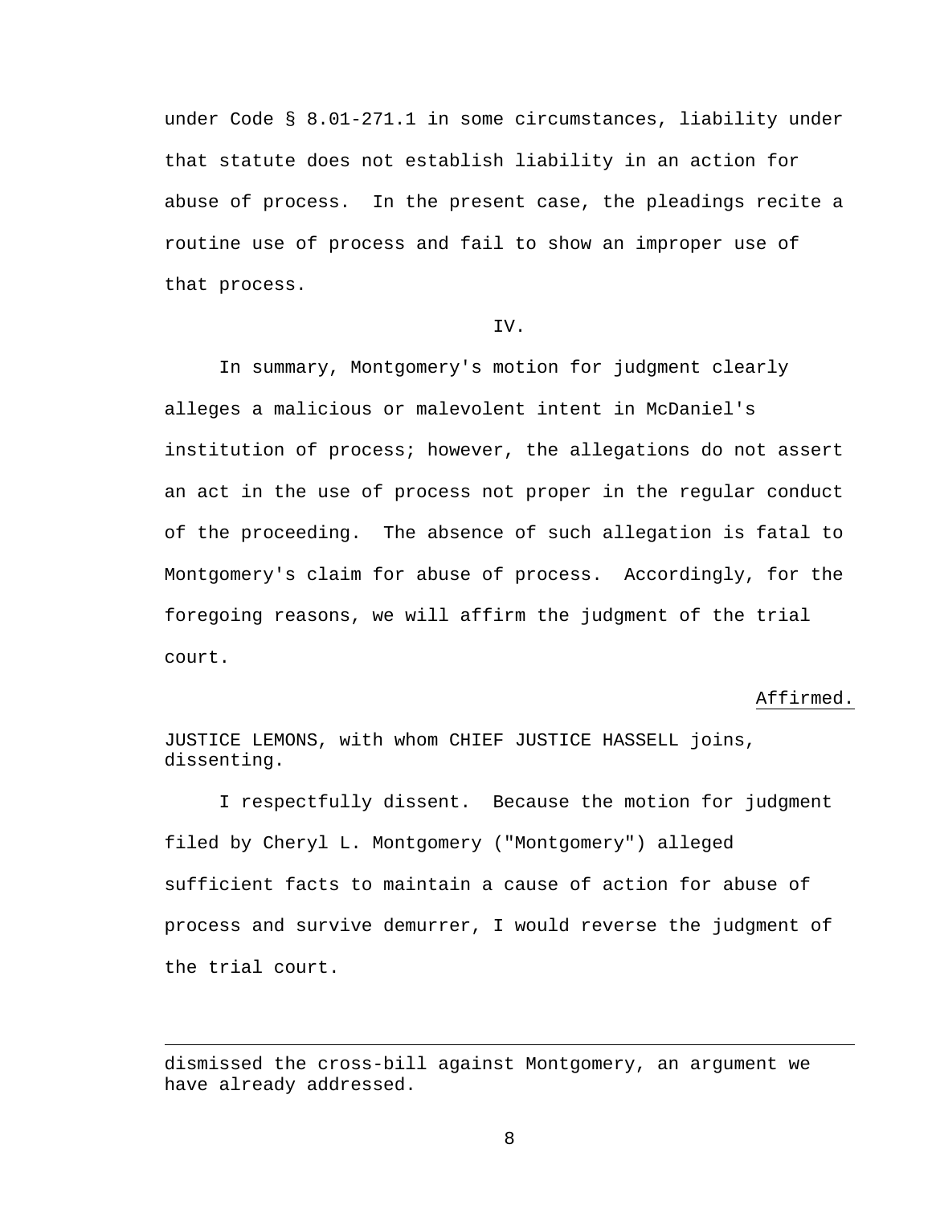under Code § 8.01-271.1 in some circumstances, liability under that statute does not establish liability in an action for abuse of process. In the present case, the pleadings recite a routine use of process and fail to show an improper use of that process.

IV.

In summary, Montgomery's motion for judgment clearly alleges a malicious or malevolent intent in McDaniel's institution of process; however, the allegations do not assert an act in the use of process not proper in the regular conduct of the proceeding. The absence of such allegation is fatal to Montgomery's claim for abuse of process. Accordingly, for the foregoing reasons, we will affirm the judgment of the trial court.

Affirmed.

JUSTICE LEMONS, with whom CHIEF JUSTICE HASSELL joins, dissenting.

I respectfully dissent. Because the motion for judgment filed by Cheryl L. Montgomery ("Montgomery") alleged sufficient facts to maintain a cause of action for abuse of process and survive demurrer, I would reverse the judgment of the trial court.

---

dismissed the cross-bill against Montgomery, an argument we have already addressed.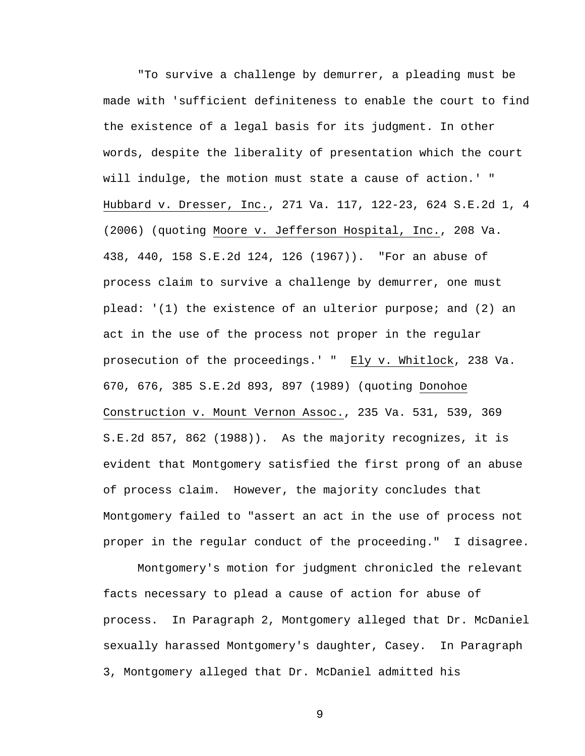"To survive a challenge by demurrer, a pleading must be made with 'sufficient definiteness to enable the court to find the existence of a legal basis for its judgment. In other words, despite the liberality of presentation which the court will indulge, the motion must state a cause of action.' " Hubbard v. Dresser, Inc., 271 Va. 117, 122-23, 624 S.E.2d 1, 4 (2006) (quoting Moore v. Jefferson Hospital, Inc., 208 Va. 438, 440, 158 S.E.2d 124, 126 (1967)). "For an abuse of process claim to survive a challenge by demurrer, one must plead: '(1) the existence of an ulterior purpose; and (2) an act in the use of the process not proper in the regular prosecution of the proceedings.' " Ely v. Whitlock, 238 Va. 670, 676, 385 S.E.2d 893, 897 (1989) (quoting Donohoe Construction v. Mount Vernon Assoc., 235 Va. 531, 539, 369 S.E.2d 857, 862 (1988)). As the majority recognizes, it is evident that Montgomery satisfied the first prong of an abuse of process claim. However, the majority concludes that Montgomery failed to "assert an act in the use of process not proper in the regular conduct of the proceeding." I disagree.

Montgomery's motion for judgment chronicled the relevant facts necessary to plead a cause of action for abuse of process. In Paragraph 2, Montgomery alleged that Dr. McDaniel sexually harassed Montgomery's daughter, Casey. In Paragraph 3, Montgomery alleged that Dr. McDaniel admitted his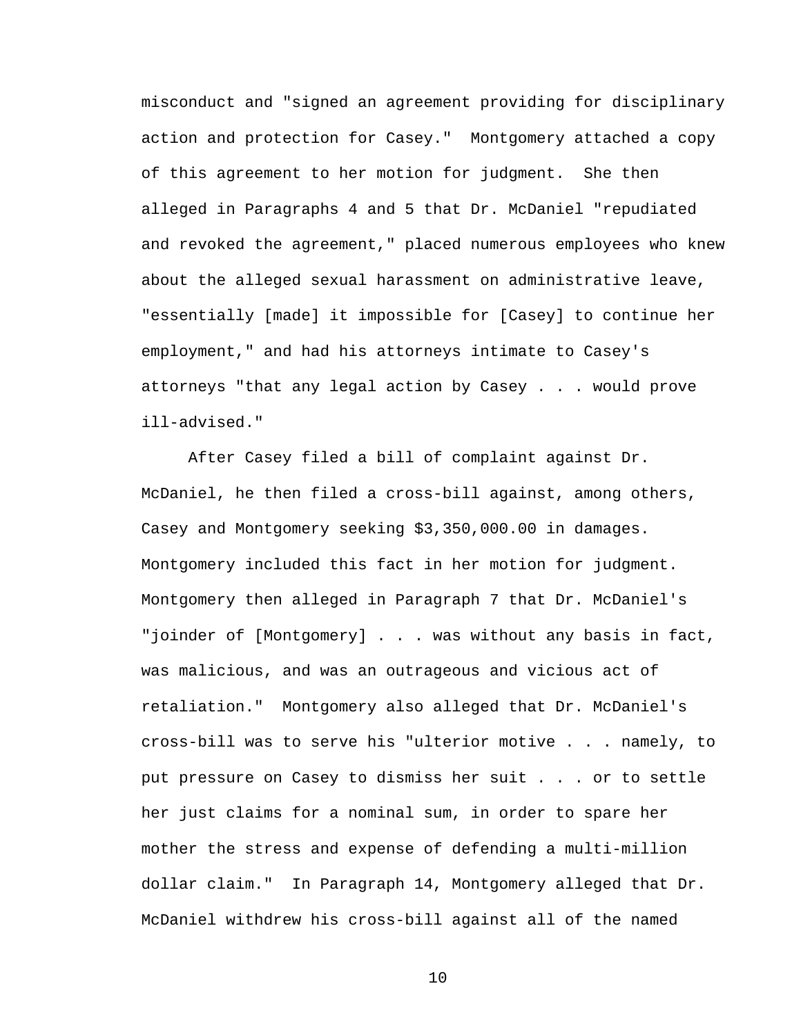misconduct and "signed an agreement providing for disciplinary action and protection for Casey." Montgomery attached a copy of this agreement to her motion for judgment. She then alleged in Paragraphs 4 and 5 that Dr. McDaniel "repudiated and revoked the agreement," placed numerous employees who knew about the alleged sexual harassment on administrative leave, "essentially [made] it impossible for [Casey] to continue her employment," and had his attorneys intimate to Casey's attorneys "that any legal action by Casey . . . would prove ill-advised."

After Casey filed a bill of complaint against Dr. McDaniel, he then filed a cross-bill against, among others, Casey and Montgomery seeking $3,350,000.00 in damages. Montgomery included this fact in her motion for judgment. Montgomery then alleged in Paragraph 7 that Dr. McDaniel's "joinder of [Montgomery] . . . was without any basis in fact, was malicious, and was an outrageous and vicious act of retaliation." Montgomery also alleged that Dr. McDaniel's cross-bill was to serve his "ulterior motive . . . namely, to put pressure on Casey to dismiss her suit . . . or to settle her just claims for a nominal sum, in order to spare her mother the stress and expense of defending a multi-million dollar claim." In Paragraph 14, Montgomery alleged that Dr. McDaniel withdrew his cross-bill against all of the named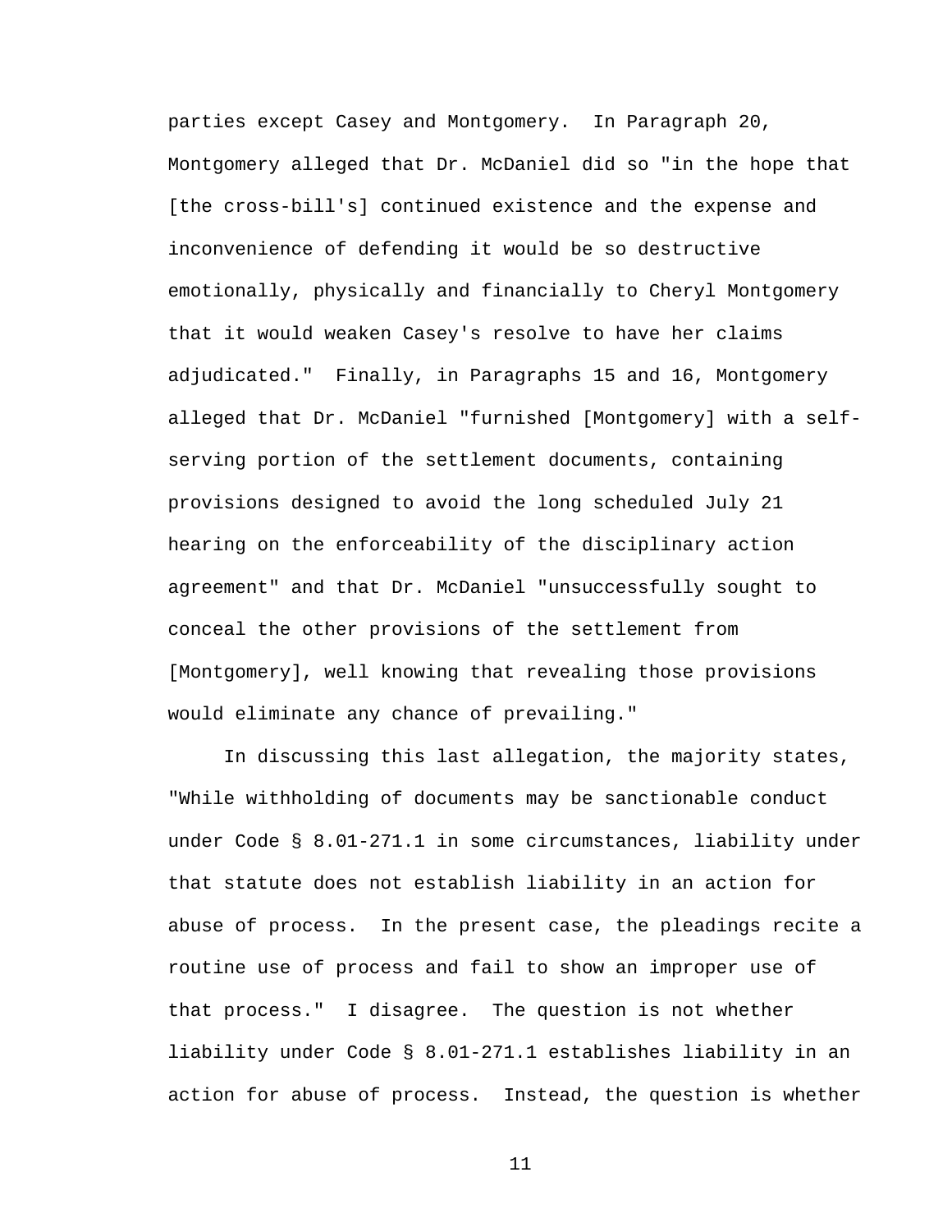parties except Casey and Montgomery. In Paragraph 20, Montgomery alleged that Dr. McDaniel did so "in the hope that [the cross-bill's] continued existence and the expense and inconvenience of defending it would be so destructive emotionally, physically and financially to Cheryl Montgomery that it would weaken Casey's resolve to have her claims adjudicated." Finally, in Paragraphs 15 and 16, Montgomery alleged that Dr. McDaniel "furnished [Montgomery] with a self-serving portion of the settlement documents, containing provisions designed to avoid the long scheduled July 21 hearing on the enforceability of the disciplinary action agreement" and that Dr. McDaniel "unsuccessfully sought to conceal the other provisions of the settlement from [Montgomery], well knowing that revealing those provisions would eliminate any chance of prevailing."

In discussing this last allegation, the majority states, "While withholding of documents may be sanctionable conduct under Code § 8.01-271.1 in some circumstances, liability under that statute does not establish liability in an action for abuse of process. In the present case, the pleadings recite a routine use of process and fail to show an improper use of that process." I disagree. The question is not whether liability under Code § 8.01-271.1 establishes liability in an action for abuse of process. Instead, the question is whether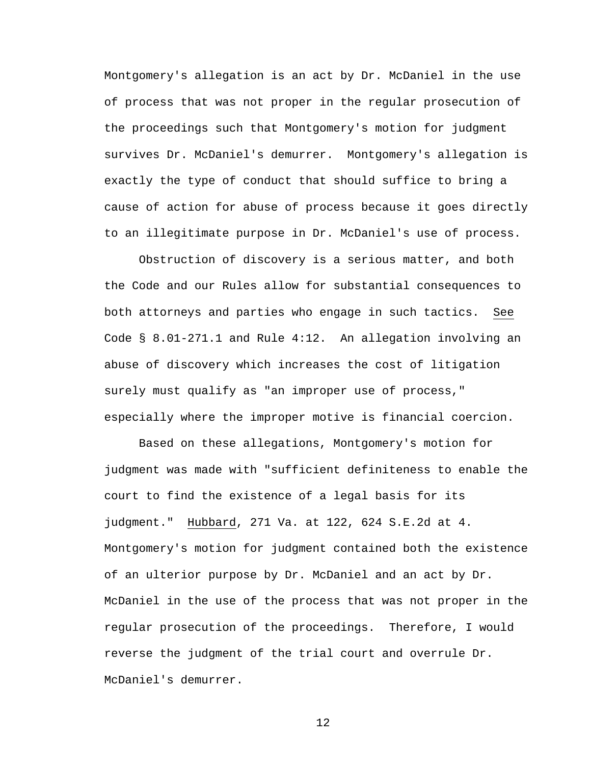Montgomery's allegation is an act by Dr. McDaniel in the use of process that was not proper in the regular prosecution of the proceedings such that Montgomery's motion for judgment survives Dr. McDaniel's demurrer. Montgomery's allegation is exactly the type of conduct that should suffice to bring a cause of action for abuse of process because it goes directly to an illegitimate purpose in Dr. McDaniel's use of process.

Obstruction of discovery is a serious matter, and both the Code and our Rules allow for substantial consequences to both attorneys and parties who engage in such tactics. See Code § 8.01-271.1 and Rule 4:12. An allegation involving an abuse of discovery which increases the cost of litigation surely must qualify as "an improper use of process," especially where the improper motive is financial coercion.

Based on these allegations, Montgomery's motion for judgment was made with "sufficient definiteness to enable the court to find the existence of a legal basis for its judgment." Hubbard, 271 Va. at 122, 624 S.E.2d at 4. Montgomery's motion for judgment contained both the existence of an ulterior purpose by Dr. McDaniel and an act by Dr. McDaniel in the use of the process that was not proper in the regular prosecution of the proceedings. Therefore, I would reverse the judgment of the trial court and overrule Dr. McDaniel's demurrer.